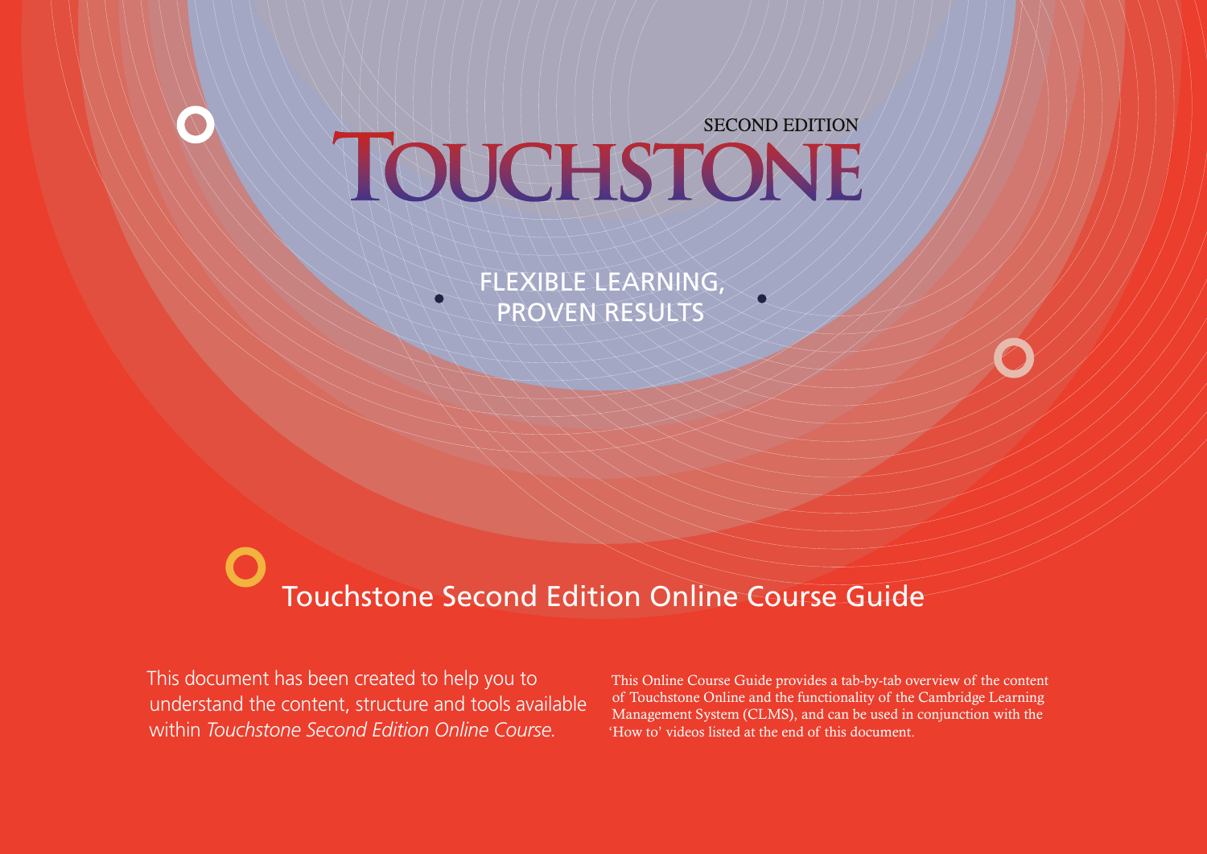SECOND EDITION

# TOUCHSTONE

FLEXIBLE LEARNING, PROVEN RESULTS

## Touchstone Second Edition Online Course Guide

This document has been created to help you to understand the content, structure and tools available within *Touchstone Second Edition Online Course*.

This Online Course Guide provides a tab-by-tab overview of the content of Touchstone Online and the functionality of the Cambridge Learning Management System (CLMS), and can be used in conjunction with the 'How to' videos listed at the end of this document.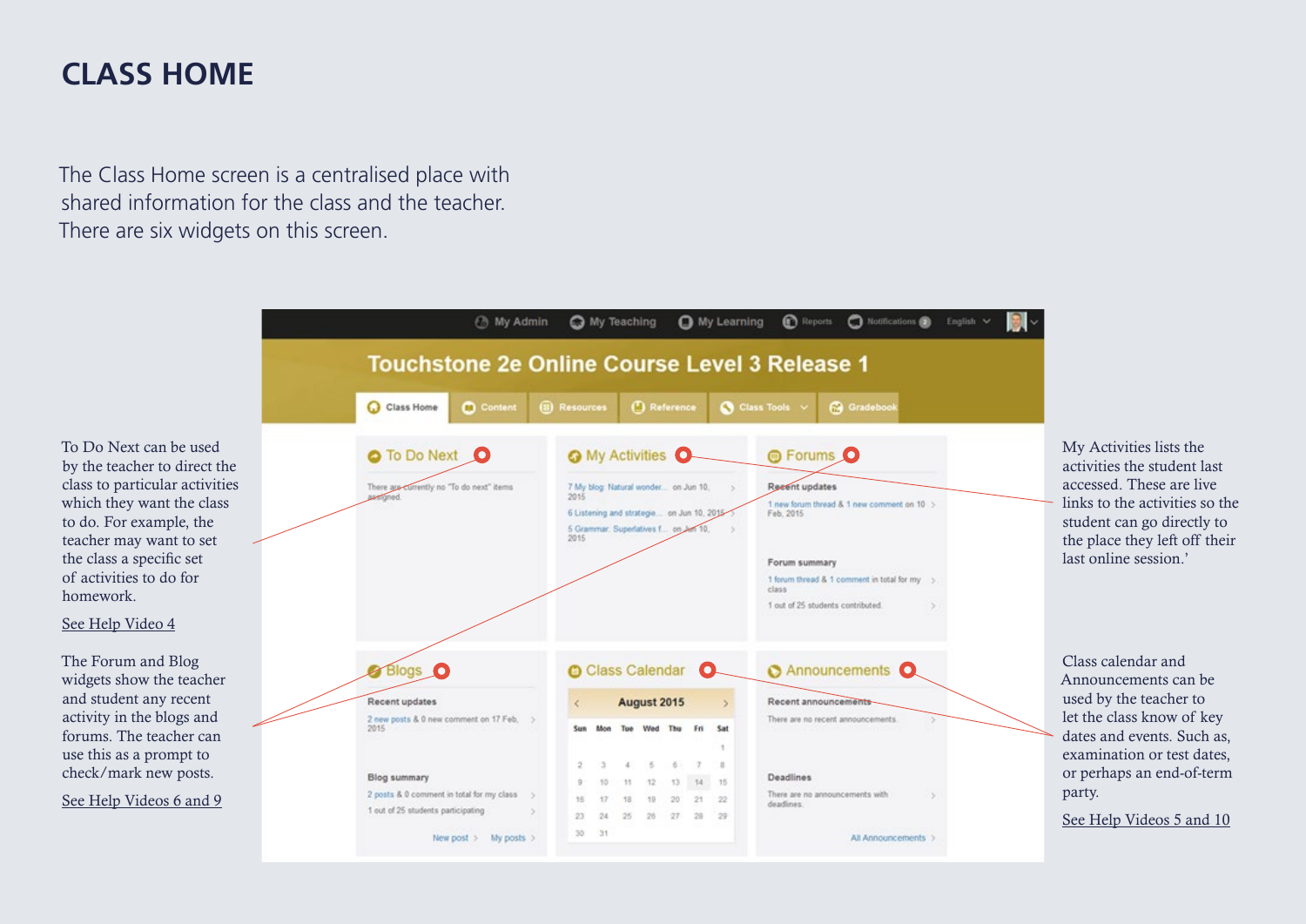# CLASS HOME

The Class Home screen is a centralised place with shared information for the class and the teacher. There are six widgets on this screen.

To Do Next can be used by the teacher to direct the class to particular activities which they want the class to do. For example, the teacher may want to set the class a specific set of activities to do for homework.

See Help Video 4

The Forum and Blog widgets show the teacher and student any recent activity in the blogs and forums. The teacher can use this as a prompt to check/mark new posts.

See Help Videos 6 and 9

My Activities lists the activities the student last accessed. These are live links to the activities so the student can go directly to the place they left off their last online session.'

Class calendar and Announcements can be used by the teacher to let the class know of key dates and events. Such as, examination or test dates, or perhaps an end-of-term party.

See Help Videos 5 and 10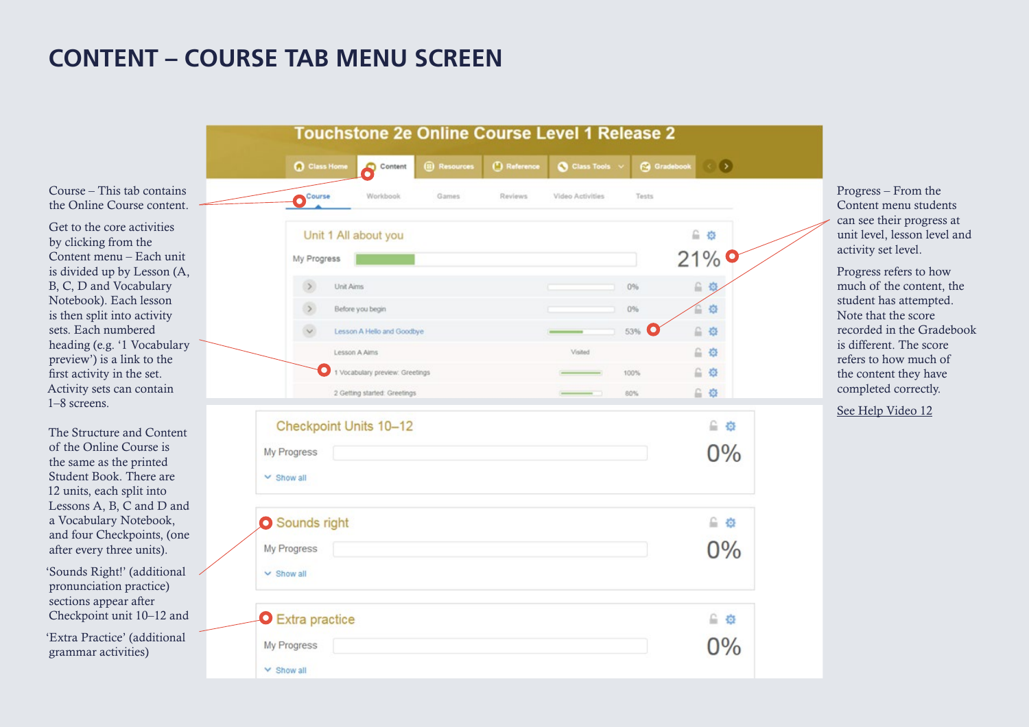# CONTENT – COURSE TAB MENU SCREEN

Course – This tab contains the Online Course content.

Get to the core activities by clicking from the Content menu – Each unit is divided up by Lesson (A, B, C, D and Vocabulary Notebook). Each lesson is then split into activity sets. Each numbered heading (e.g. '1 Vocabulary preview') is a link to the first activity in the set. Activity sets can contain 1–8 screens.

The Structure and Content of the Online Course is the same as the printed Student Book. There are 12 units, each split into Lessons A, B, C and D and a Vocabulary Notebook, and four Checkpoints, (one after every three units).

'Sounds Right!' (additional pronunciation practice) sections appear after Checkpoint unit 10–12 and

'Extra Practice' (additional grammar activities)

Progress – From the Content menu students can see their progress at unit level, lesson level and activity set level.

Progress refers to how much of the content, the student has attempted. Note that the score recorded in the Gradebook is different. The score refers to how much of the content they have completed correctly.

See Help Video 12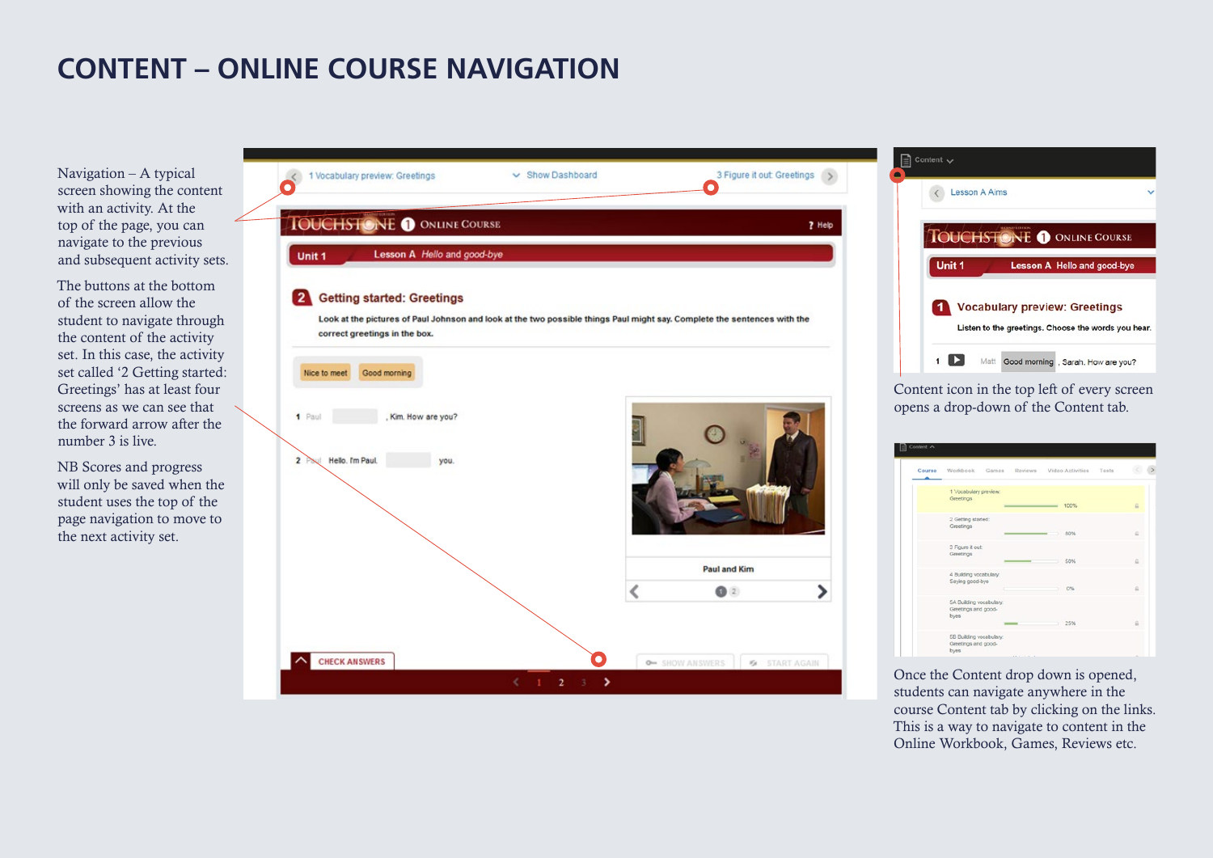# CONTENT – ONLINE COURSE NAVIGATION

Navigation – A typical screen showing the content with an activity. At the top of the page, you can navigate to the previous and subsequent activity sets.

The buttons at the bottom of the screen allow the student to navigate through the content of the activity set. In this case, the activity set called '2 Getting started: Greetings' has at least four screens as we can see that the forward arrow after the number 3 is live.

NB Scores and progress will only be saved when the student uses the top of the page navigation to move to the next activity set.

Content icon in the top left of every screen opens a drop-down of the Content tab.

Once the Content drop down is opened, students can navigate anywhere in the course Content tab by clicking on the links. This is a way to navigate to content in the Online Workbook, Games, Reviews etc.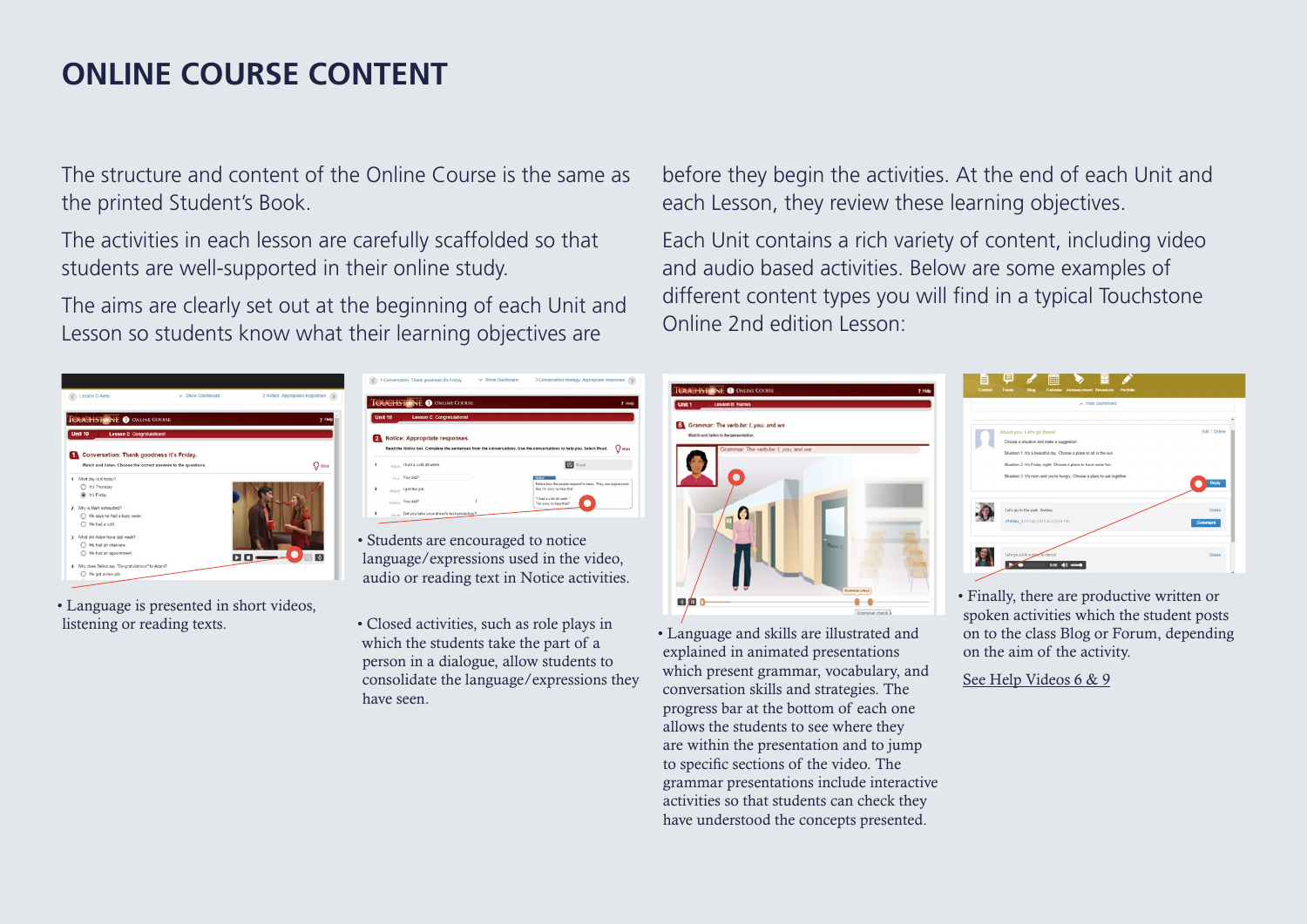# ONLINE COURSE CONTENT

The structure and content of the Online Course is the same as the printed Student's Book.

The activities in each lesson are carefully scaffolded so that students are well-supported in their online study.

The aims are clearly set out at the beginning of each Unit and Lesson so students know what their learning objectives are before they begin the activities. At the end of each Unit and each Lesson, they review these learning objectives.

Each Unit contains a rich variety of content, including video and audio based activities. Below are some examples of different content types you will find in a typical Touchstone Online 2nd edition Lesson:

- Language is presented in short videos, listening or reading texts.

- Students are encouraged to notice language/expressions used in the video, audio or reading text in Notice activities.

- Closed activities, such as role plays in which the students take the part of a person in a dialogue, allow students to consolidate the language/expressions they have seen.

- Language and skills are illustrated and explained in animated presentations which present grammar, vocabulary, and conversation skills and strategies. The progress bar at the bottom of each one allows the students to see where they are within the presentation and to jump to specific sections of the video. The grammar presentations include interactive activities so that students can check they have understood the concepts presented.

- Finally, there are productive written or spoken activities which the student posts on to the class Blog or Forum, depending on the aim of the activity.

See Help Videos 6 & 9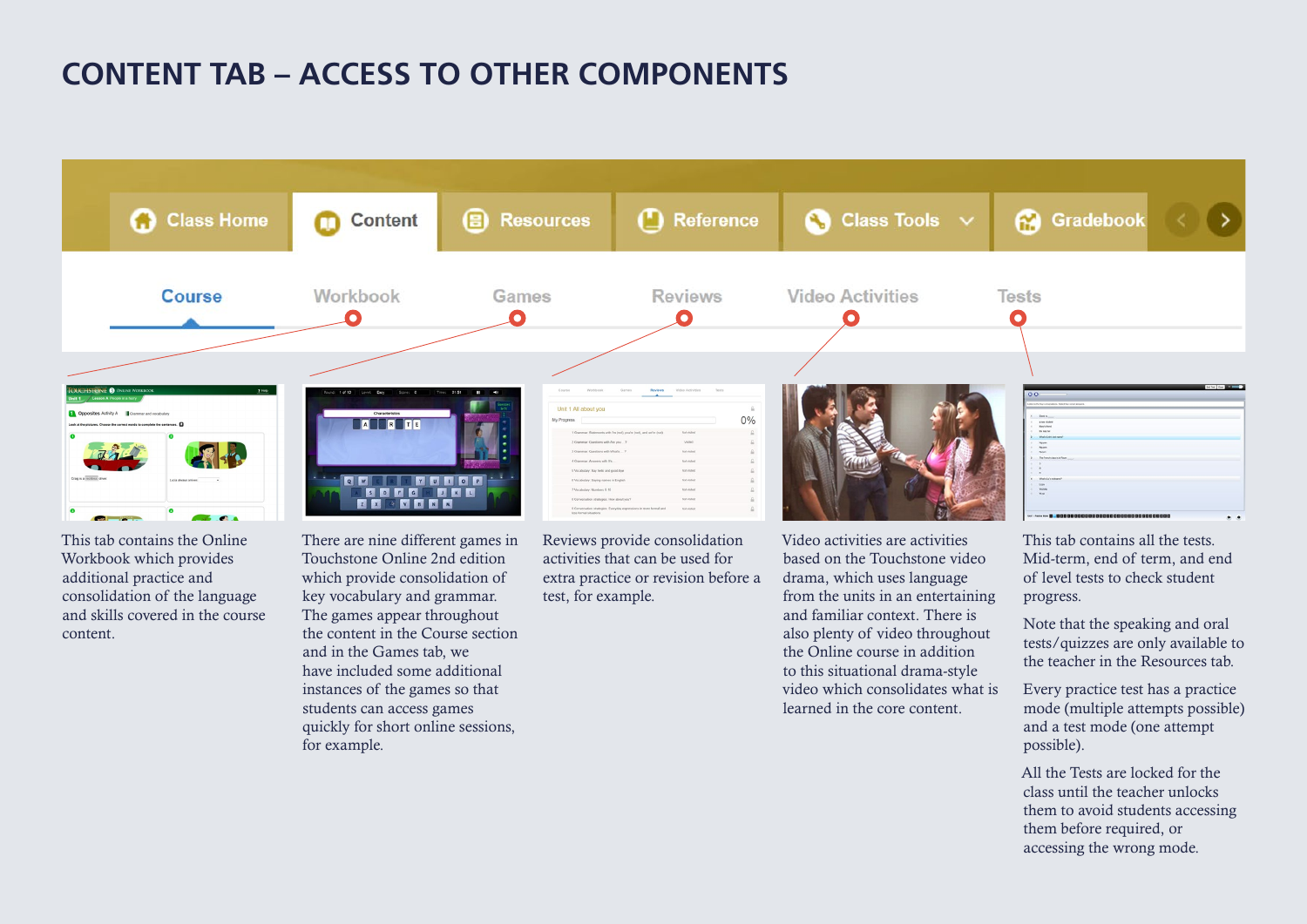# CONTENT TAB – ACCESS TO OTHER COMPONENTS

Class Home | Content | Resources | Reference | Class Tools | Gradebook

Course | Workbook | Games | Reviews | Video Activities | Tests

This tab contains the Online Workbook which provides additional practice and consolidation of the language and skills covered in the course content.

There are nine different games in Touchstone Online 2nd edition which provide consolidation of key vocabulary and grammar. The games appear throughout the content in the Course section and in the Games tab, we have included some additional instances of the games so that students can access games quickly for short online sessions, for example.

Reviews provide consolidation activities that can be used for extra practice or revision before a test, for example.

Video activities are activities based on the Touchstone video drama, which uses language from the units in an entertaining and familiar context. There is also plenty of video throughout the Online course in addition to this situational drama-style video which consolidates what is learned in the core content.

This tab contains all the tests. Mid-term, end of term, and end of level tests to check student progress.

Note that the speaking and oral tests/quizzes are only available to the teacher in the Resources tab.

Every practice test has a practice mode (multiple attempts possible) and a test mode (one attempt possible).

All the Tests are locked for the class until the teacher unlocks them to avoid students accessing them before required, or accessing the wrong mode.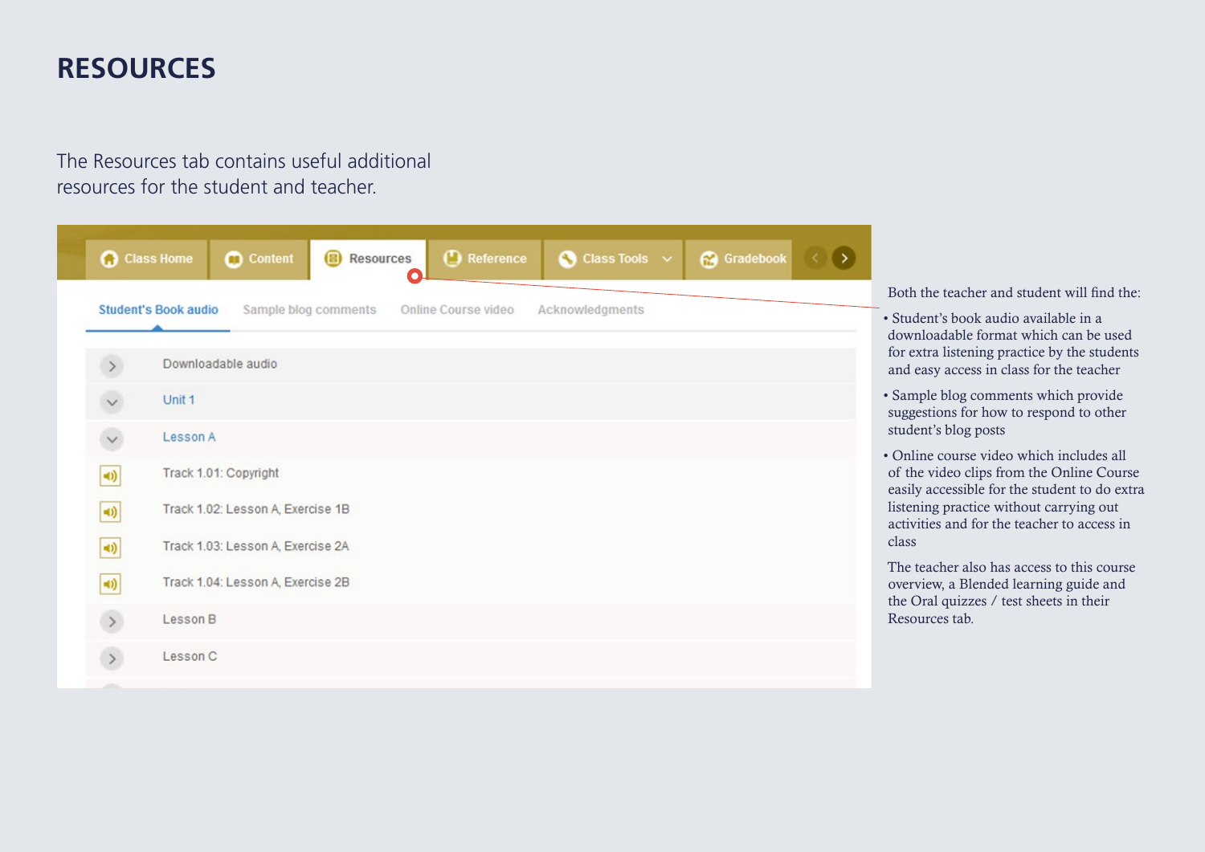# RESOURCES

The Resources tab contains useful additional resources for the student and teacher.

Class Home | Content | Resources | Reference | Class Tools | Gradebook

Student's Book audio | Sample blog comments | Online Course video | Acknowledgments

Downloadable audio

Unit 1

Lesson A

Track 1.01: Copyright

Track 1.02: Lesson A, Exercise 1B

Track 1.03: Lesson A, Exercise 2A

Track 1.04: Lesson A, Exercise 2B

Lesson B

Lesson C

Both the teacher and student will find the:

- Student's book audio available in a downloadable format which can be used for extra listening practice by the students and easy access in class for the teacher
- Sample blog comments which provide suggestions for how to respond to other student's blog posts
- Online course video which includes all of the video clips from the Online Course easily accessible for the student to do extra listening practice without carrying out activities and for the teacher to access in class

The teacher also has access to this course overview, a Blended learning guide and the Oral quizzes / test sheets in their Resources tab.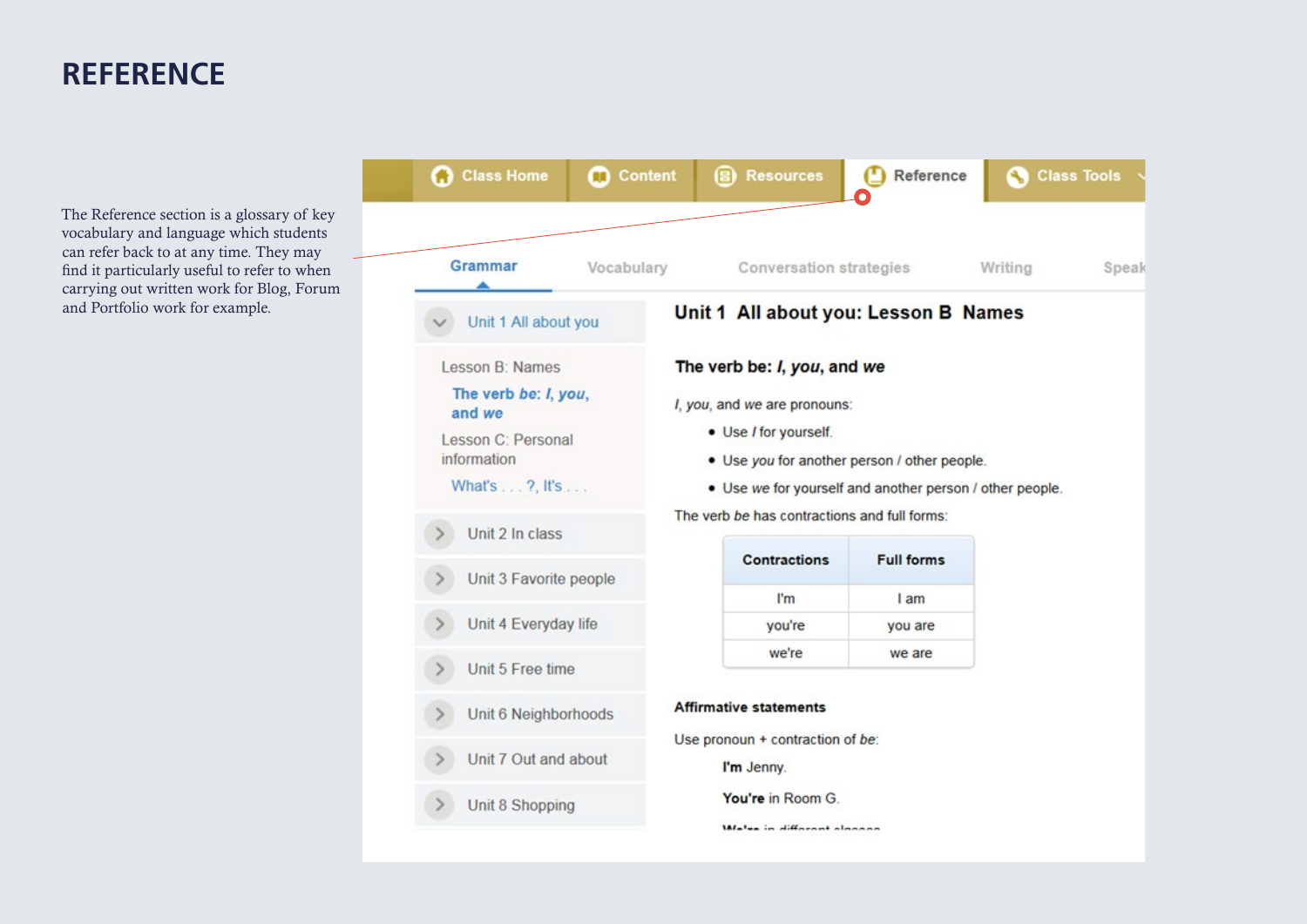# REFERENCE

The Reference section is a glossary of key vocabulary and language which students can refer back to at any time. They may find it particularly useful to refer to when carrying out written work for Blog, Forum and Portfolio work for example.

Class Home | Content | Resources | Reference | Class Tools

Grammar | Vocabulary | Conversation strategies | Writing | Speak

Unit 1 All about you

Lesson B: Names

**The verb *be*: *I*, *you*, and *we***

Lesson C: Personal information

What's . . . ?, It's . . .

Unit 2 In class

Unit 3 Favorite people

Unit 4 Everyday life

Unit 5 Free time

Unit 6 Neighborhoods

Unit 7 Out and about

Unit 8 Shopping

## Unit 1 All about you: Lesson B Names

### The verb be: *I*, *you*, and *we*

*I*, *you*, and *we* are pronouns:

- Use *I* for yourself.
- Use *you* for another person / other people.
- Use *we* for yourself and another person / other people.

The verb *be* has contractions and full forms:

| Contractions | Full forms |
| --- | --- |
| I'm | I am |
| you're | you are |
| we're | we are |

**Affirmative statements**

Use pronoun + contraction of *be*:

**I'm** Jenny.

**You're** in Room G.

**We're** in different classes.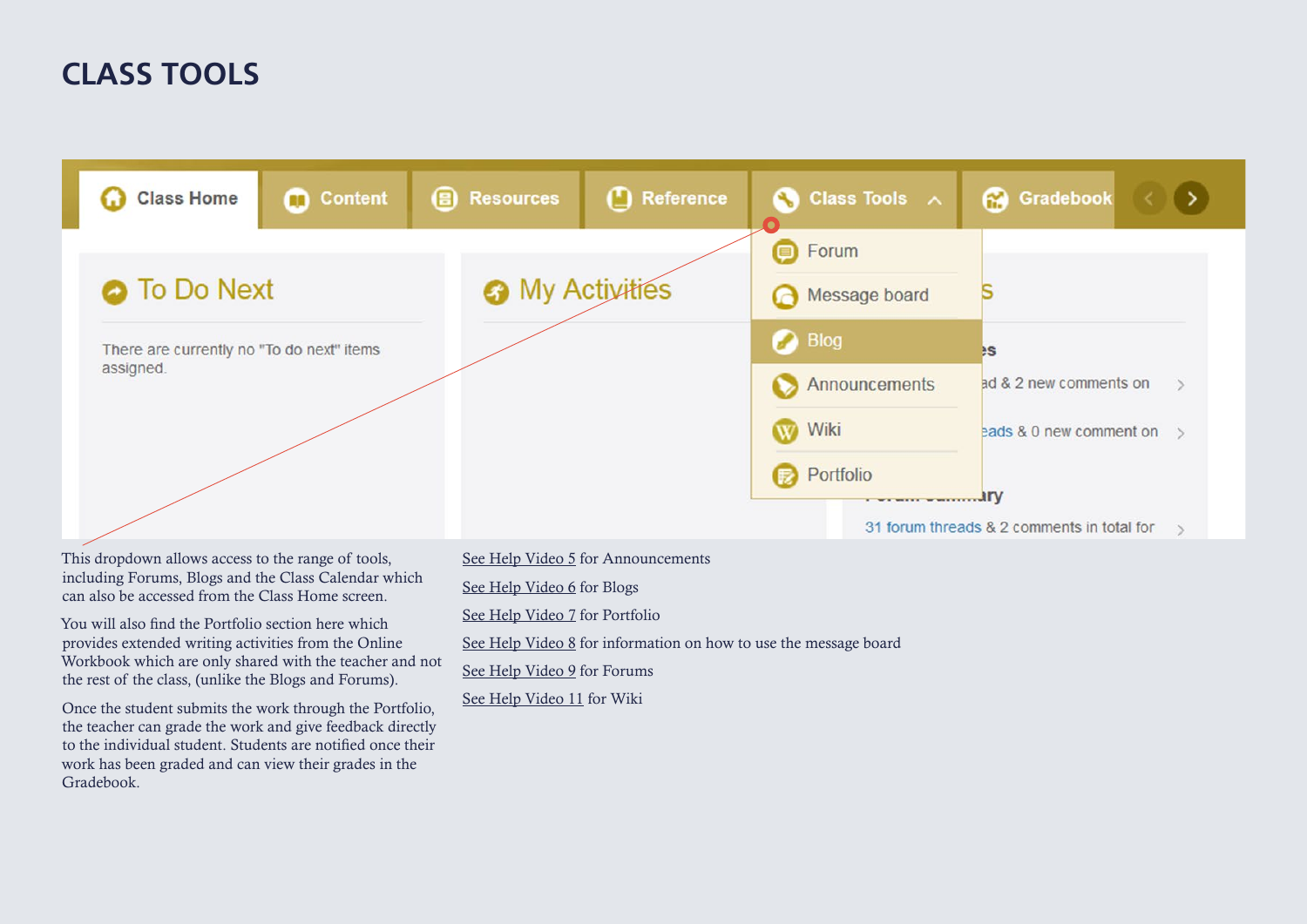# CLASS TOOLS

This dropdown allows access to the range of tools, including Forums, Blogs and the Class Calendar which can also be accessed from the Class Home screen.

You will also find the Portfolio section here which provides extended writing activities from the Online Workbook which are only shared with the teacher and not the rest of the class, (unlike the Blogs and Forums).

Once the student submits the work through the Portfolio, the teacher can grade the work and give feedback directly to the individual student. Students are notified once their work has been graded and can view their grades in the Gradebook.

See Help Video 5 for Announcements

See Help Video 6 for Blogs

See Help Video 7 for Portfolio

See Help Video 8 for information on how to use the message board

See Help Video 9 for Forums

See Help Video 11 for Wiki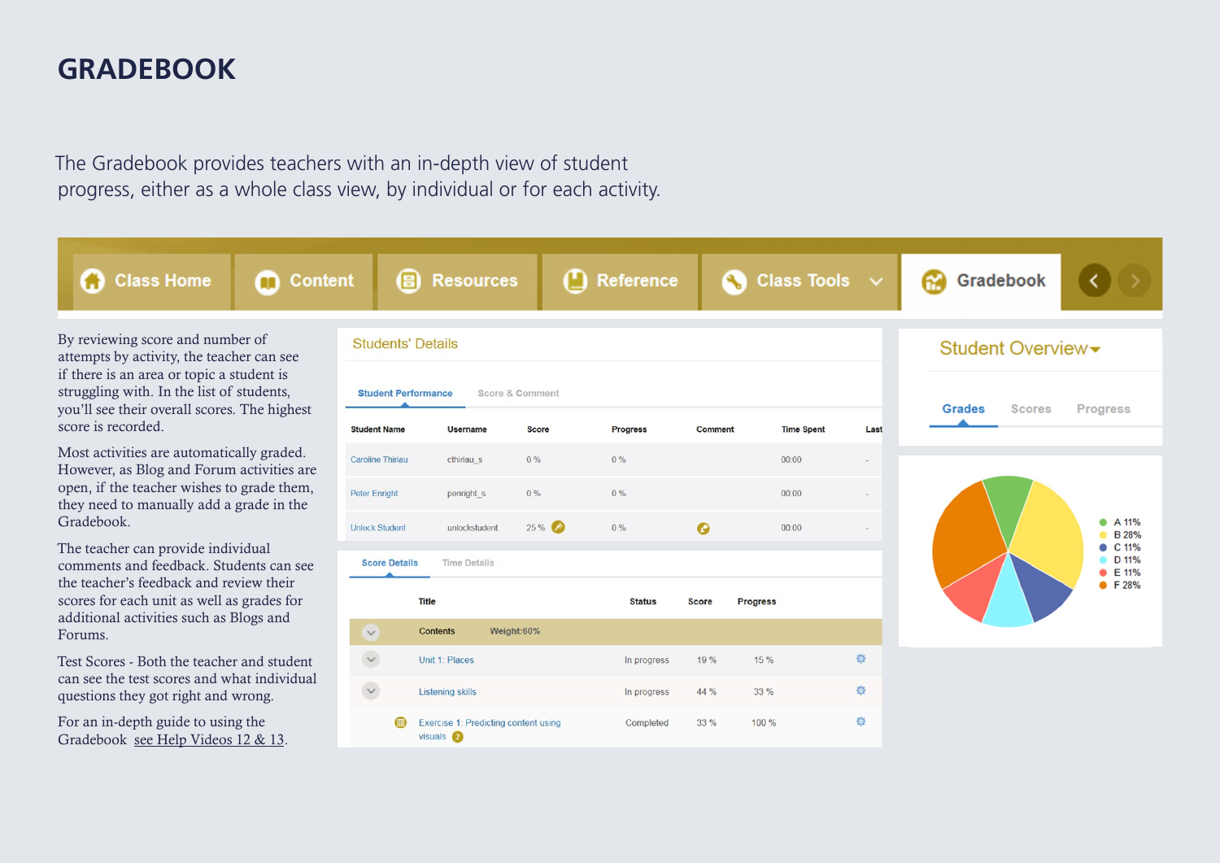# GRADEBOOK

The Gradebook provides teachers with an in-depth view of student progress, either as a whole class view, by individual or for each activity.

By reviewing score and number of attempts by activity, the teacher can see if there is an area or topic a student is struggling with. In the list of students, you'll see their overall scores. The highest score is recorded.

Most activities are automatically graded. However, as Blog and Forum activities are open, if the teacher wishes to grade them, they need to manually add a grade in the Gradebook.

The teacher can provide individual comments and feedback. Students can see the teacher's feedback and review their scores for each unit as well as grades for additional activities such as Blogs and Forums.

Test Scores - Both the teacher and student can see the test scores and what individual questions they got right and wrong.

For an in-depth guide to using the Gradebook see Help Videos 12 & 13.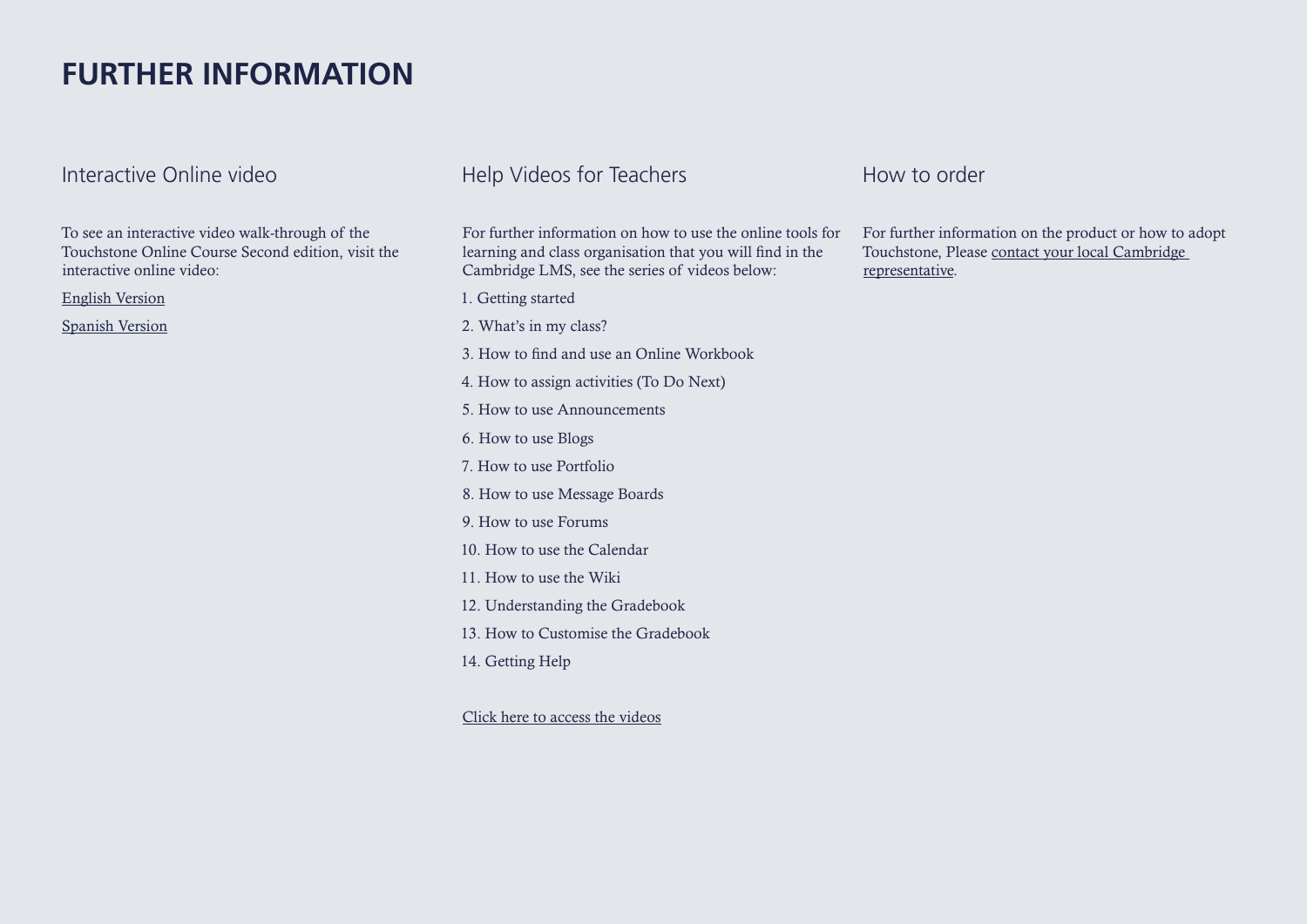# FURTHER INFORMATION

## Interactive Online video

To see an interactive video walk-through of the Touchstone Online Course Second edition, visit the interactive online video:

English Version

Spanish Version

## Help Videos for Teachers

For further information on how to use the online tools for learning and class organisation that you will find in the Cambridge LMS, see the series of videos below:

1. Getting started
2. What's in my class?
3. How to find and use an Online Workbook
4. How to assign activities (To Do Next)
5. How to use Announcements
6. How to use Blogs
7. How to use Portfolio
8. How to use Message Boards
9. How to use Forums
10. How to use the Calendar
11. How to use the Wiki
12. Understanding the Gradebook
13. How to Customise the Gradebook
14. Getting Help

Click here to access the videos

## How to order

For further information on the product or how to adopt Touchstone, Please contact your local Cambridge representative.